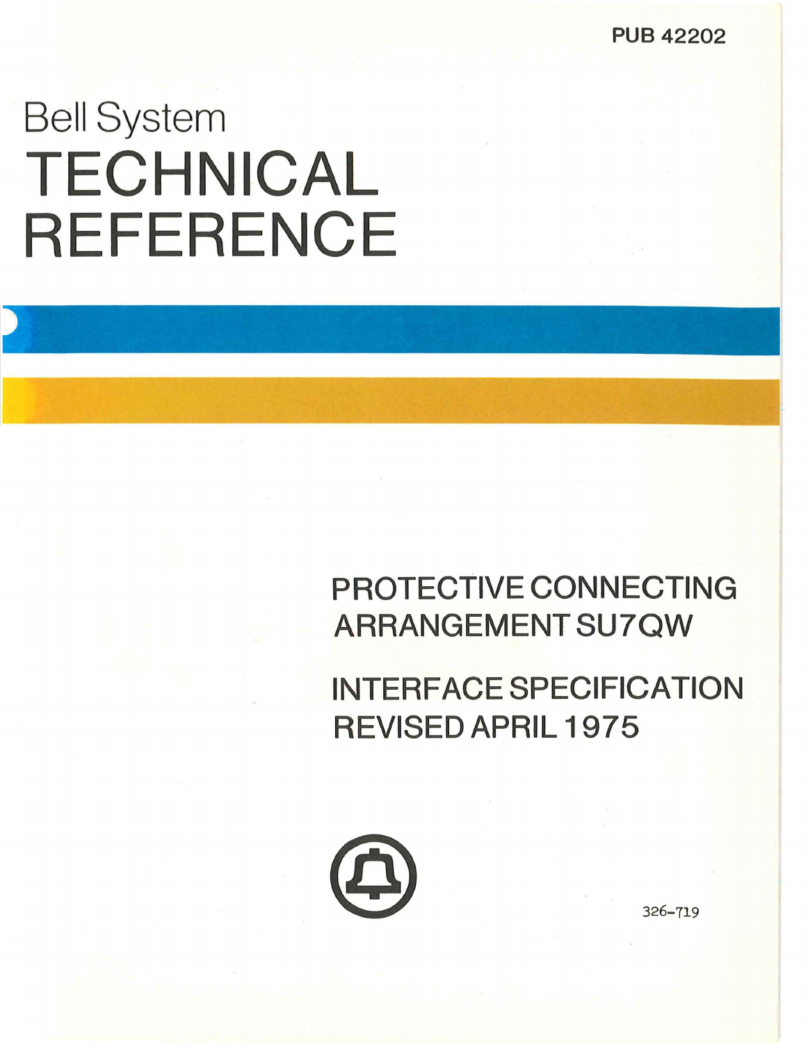PUB 42202

# Bell System

# TECHNICAL REFERENCE

## PROTECTIVE CONNECTING ARRANGEMENT SU7QW

## INTERFACE SPECIFICATION REVISED APRIL 1975

326-719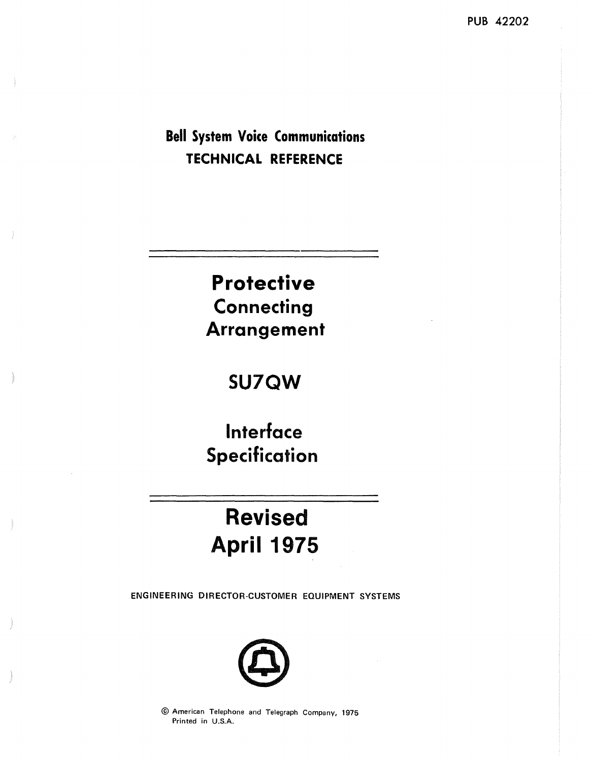PUB 42202

**Bell System Voice Communications**
**TECHNICAL REFERENCE**

# Protective Connecting Arrangement

# SU7QW

# Interface Specification

# Revised April 1975

ENGINEERING DIRECTOR-CUSTOMER EQUIPMENT SYSTEMS

© American Telephone and Telegraph Company, 1975
Printed in U.S.A.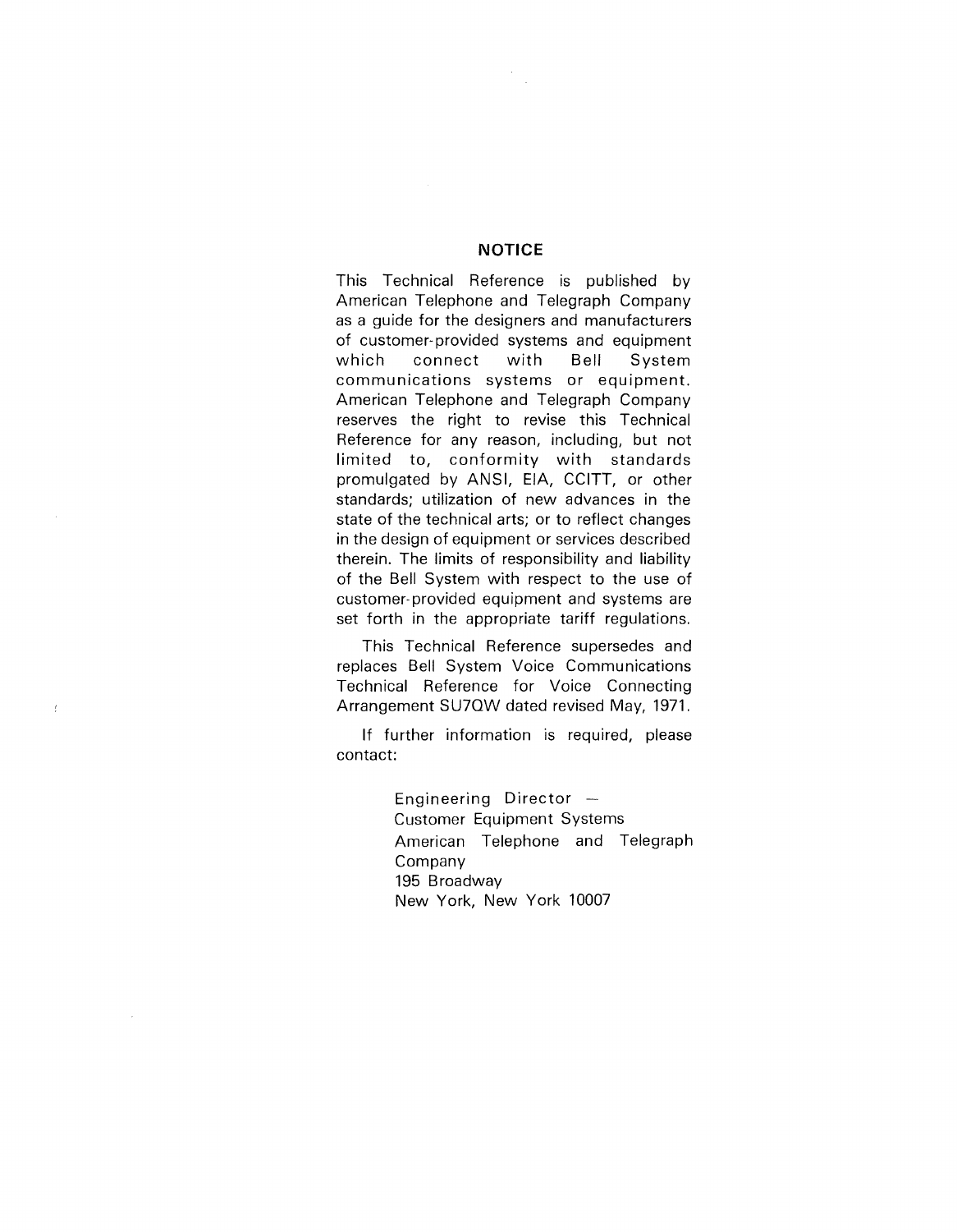## NOTICE

This Technical Reference is published by American Telephone and Telegraph Company as a guide for the designers and manufacturers of customer-provided systems and equipment which connect with Bell System communications systems or equipment. American Telephone and Telegraph Company reserves the right to revise this Technical Reference for any reason, including, but not limited to, conformity with standards promulgated by ANSI, EIA, CCITT, or other standards; utilization of new advances in the state of the technical arts; or to reflect changes in the design of equipment or services described therein. The limits of responsibility and liability of the Bell System with respect to the use of customer-provided equipment and systems are set forth in the appropriate tariff regulations.

This Technical Reference supersedes and replaces Bell System Voice Communications Technical Reference for Voice Connecting Arrangement SU7QW dated revised May, 1971.

If further information is required, please contact:

> Engineering Director —
> Customer Equipment Systems
> American Telephone and Telegraph Company
> 195 Broadway
> New York, New York 10007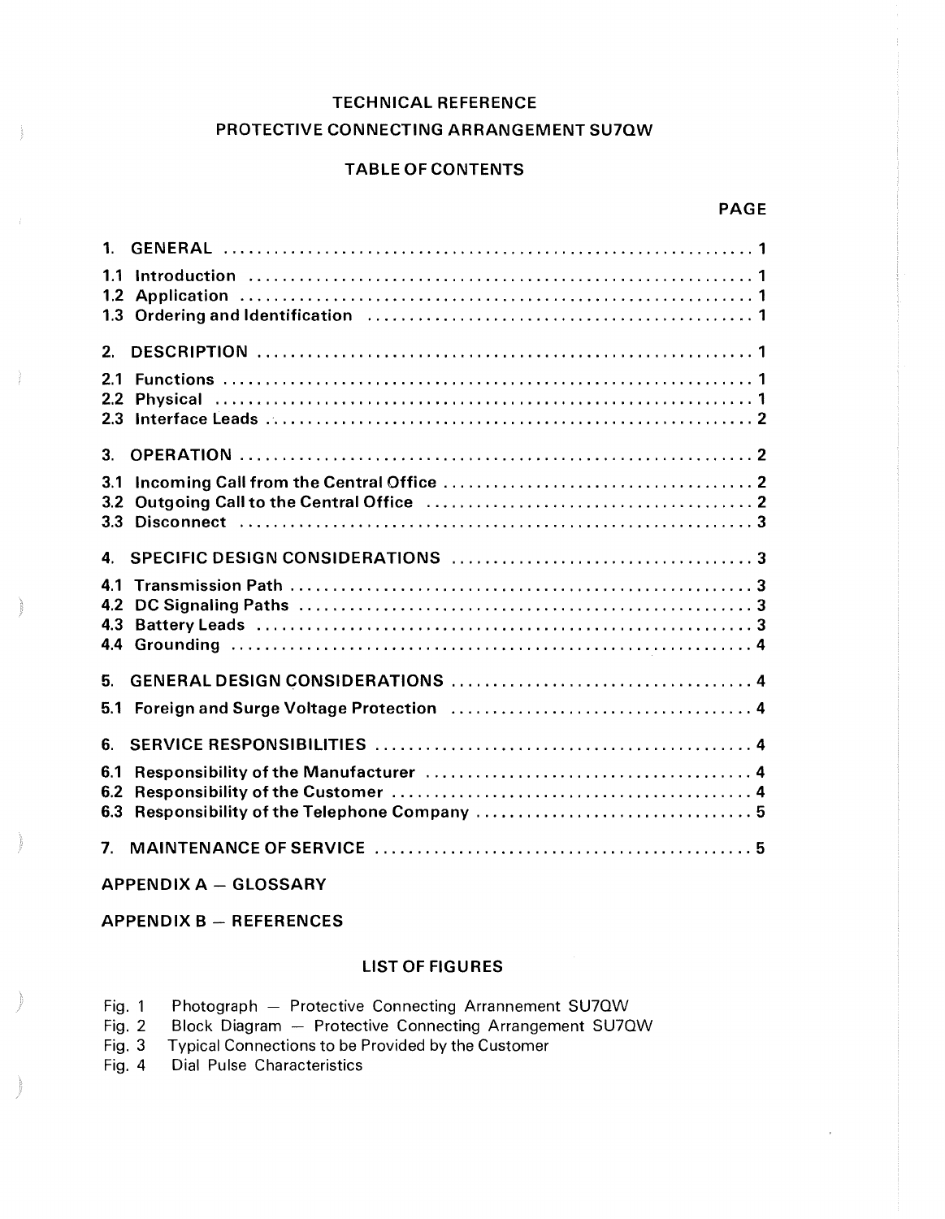# TECHNICAL REFERENCE

## PROTECTIVE CONNECTING ARRANGEMENT SU7QW

### TABLE OF CONTENTS

| | PAGE |
|---|---|
| **1. GENERAL** | 1 |
| 1.1 Introduction | 1 |
| 1.2 Application | 1 |
| 1.3 Ordering and Identification | 1 |
| **2. DESCRIPTION** | 1 |
| 2.1 Functions | 1 |
| 2.2 Physical | 1 |
| 2.3 Interface Leads | 2 |
| **3. OPERATION** | 2 |
| 3.1 Incoming Call from the Central Office | 2 |
| 3.2 Outgoing Call to the Central Office | 2 |
| 3.3 Disconnect | 3 |
| **4. SPECIFIC DESIGN CONSIDERATIONS** | 3 |
| 4.1 Transmission Path | 3 |
| 4.2 DC Signaling Paths | 3 |
| 4.3 Battery Leads | 3 |
| 4.4 Grounding | 4 |
| **5. GENERAL DESIGN CONSIDERATIONS** | 4 |
| 5.1 Foreign and Surge Voltage Protection | 4 |
| **6. SERVICE RESPONSIBILITIES** | 4 |
| 6.1 Responsibility of the Manufacturer | 4 |
| 6.2 Responsibility of the Customer | 4 |
| 6.3 Responsibility of the Telephone Company | 5 |
| **7. MAINTENANCE OF SERVICE** | 5 |

**APPENDIX A — GLOSSARY**

**APPENDIX B — REFERENCES**

### LIST OF FIGURES

- Fig. 1 Photograph — Protective Connecting Arrannement SU7QW
- Fig. 2 Block Diagram — Protective Connecting Arrangement SU7QW
- Fig. 3 Typical Connections to be Provided by the Customer
- Fig. 4 Dial Pulse Characteristics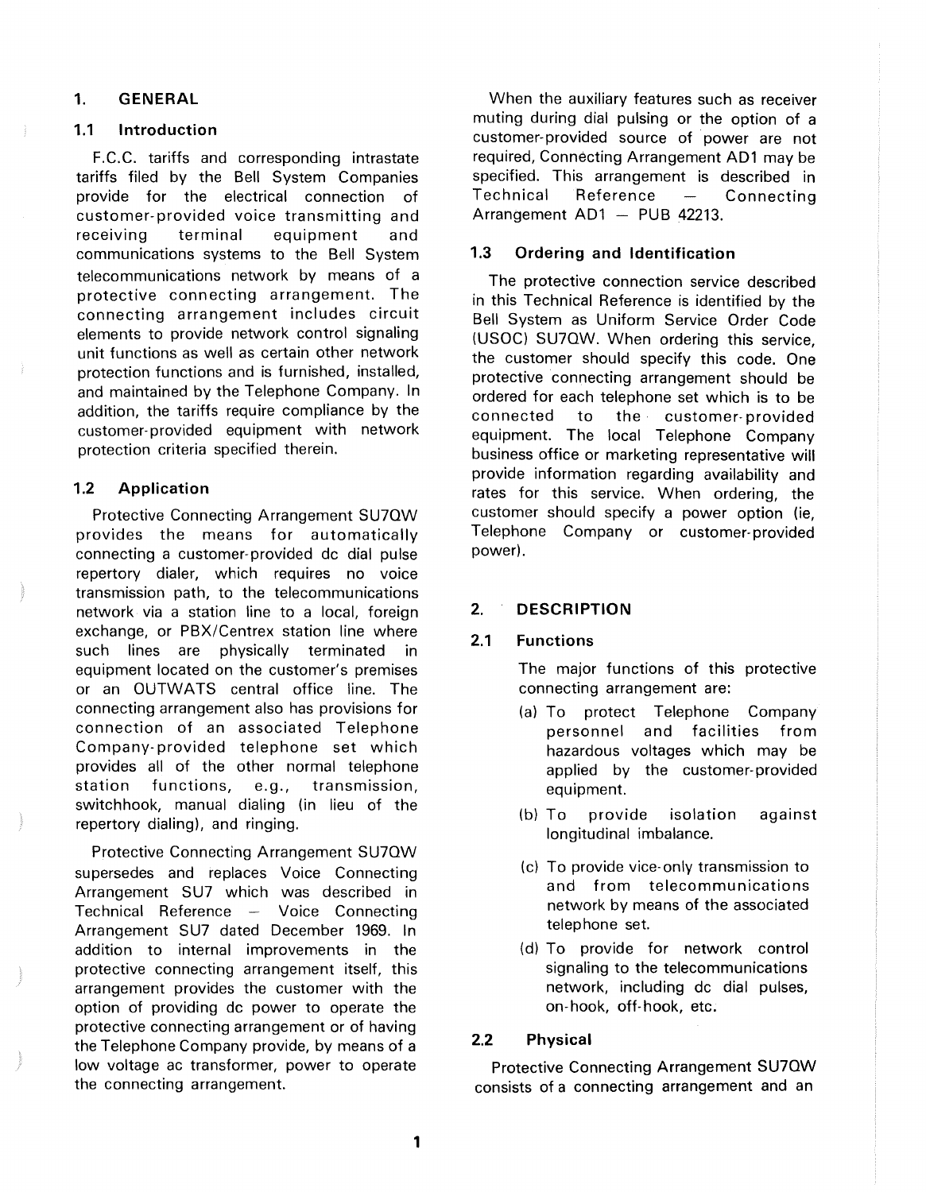## 1. GENERAL

### 1.1 Introduction

F.C.C. tariffs and corresponding intrastate tariffs filed by the Bell System Companies provide for the electrical connection of customer-provided voice transmitting and receiving terminal equipment and communications systems to the Bell System telecommunications network by means of a protective connecting arrangement. The connecting arrangement includes circuit elements to provide network control signaling unit functions as well as certain other network protection functions and is furnished, installed, and maintained by the Telephone Company. In addition, the tariffs require compliance by the customer-provided equipment with network protection criteria specified therein.

### 1.2 Application

Protective Connecting Arrangement SU7QW provides the means for automatically connecting a customer-provided dc dial pulse repertory dialer, which requires no voice transmission path, to the telecommunications network via a station line to a local, foreign exchange, or PBX/Centrex station line where such lines are physically terminated in equipment located on the customer's premises or an OUTWATS central office line. The connecting arrangement also has provisions for connection of an associated Telephone Company-provided telephone set which provides all of the other normal telephone station functions, e.g., transmission, switchhook, manual dialing (in lieu of the repertory dialing), and ringing.

Protective Connecting Arrangement SU7QW supersedes and replaces Voice Connecting Arrangement SU7 which was described in Technical Reference — Voice Connecting Arrangement SU7 dated December 1969. In addition to internal improvements in the protective connecting arrangement itself, this arrangement provides the customer with the option of providing dc power to operate the protective connecting arrangement or of having the Telephone Company provide, by means of a low voltage ac transformer, power to operate the connecting arrangement.

When the auxiliary features such as receiver muting during dial pulsing or the option of a customer-provided source of power are not required, Connecting Arrangement AD1 may be specified. This arrangement is described in Technical Reference — Connecting Arrangement AD1 — PUB 42213.

### 1.3 Ordering and Identification

The protective connection service described in this Technical Reference is identified by the Bell System as Uniform Service Order Code (USOC) SU7QW. When ordering this service, the customer should specify this code. One protective connecting arrangement should be ordered for each telephone set which is to be connected to the customer-provided equipment. The local Telephone Company business office or marketing representative will provide information regarding availability and rates for this service. When ordering, the customer should specify a power option (ie, Telephone Company or customer-provided power).

## 2. DESCRIPTION

### 2.1 Functions

The major functions of this protective connecting arrangement are:

(a) To protect Telephone Company personnel and facilities from hazardous voltages which may be applied by the customer-provided equipment.

(b) To provide isolation against longitudinal imbalance.

(c) To provide vice-only transmission to and from telecommunications network by means of the associated telephone set.

(d) To provide for network control signaling to the telecommunications network, including dc dial pulses, on-hook, off-hook, etc.

### 2.2 Physical

Protective Connecting Arrangement SU7QW consists of a connecting arrangement and an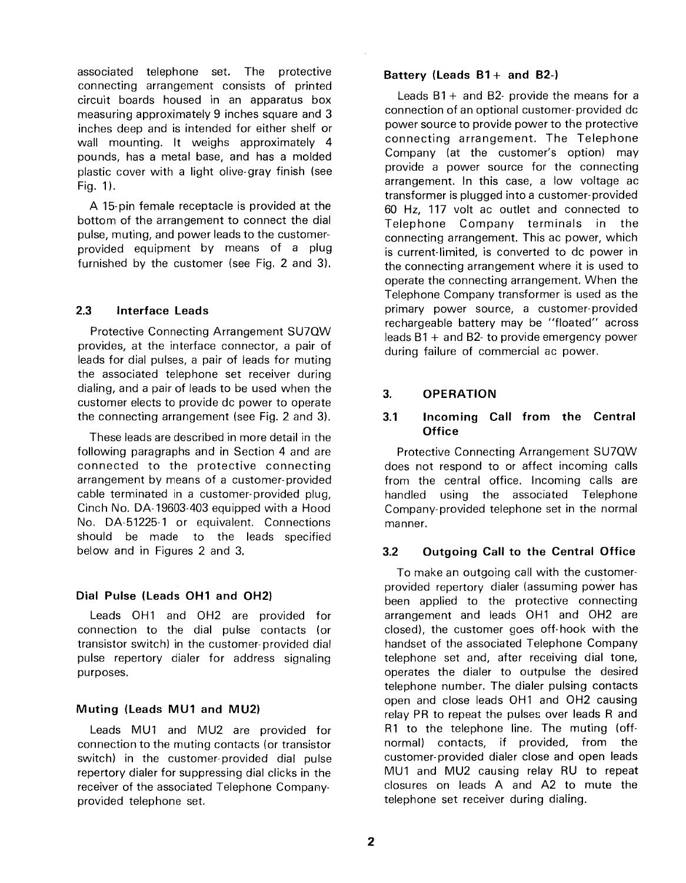associated telephone set. The protective connecting arrangement consists of printed circuit boards housed in an apparatus box measuring approximately 9 inches square and 3 inches deep and is intended for either shelf or wall mounting. It weighs approximately 4 pounds, has a metal base, and has a molded plastic cover with a light olive-gray finish (see Fig. 1).

A 15-pin female receptacle is provided at the bottom of the arrangement to connect the dial pulse, muting, and power leads to the customer-provided equipment by means of a plug furnished by the customer (see Fig. 2 and 3).

## 2.3 Interface Leads

Protective Connecting Arrangement SU7QW provides, at the interface connector, a pair of leads for dial pulses, a pair of leads for muting the associated telephone set receiver during dialing, and a pair of leads to be used when the customer elects to provide dc power to operate the connecting arrangement (see Fig. 2 and 3).

These leads are described in more detail in the following paragraphs and in Section 4 and are connected to the protective connecting arrangement by means of a customer-provided cable terminated in a customer-provided plug, Cinch No. DA-19603-403 equipped with a Hood No. DA-51225-1 or equivalent. Connections should be made to the leads specified below and in Figures 2 and 3.

### Dial Pulse (Leads OH1 and OH2)

Leads OH1 and OH2 are provided for connection to the dial pulse contacts (or transistor switch) in the customer-provided dial pulse repertory dialer for address signaling purposes.

### Muting (Leads MU1 and MU2)

Leads MU1 and MU2 are provided for connection to the muting contacts (or transistor switch) in the customer-provided dial pulse repertory dialer for suppressing dial clicks in the receiver of the associated Telephone Company-provided telephone set.

### Battery (Leads B1+ and B2-)

Leads B1+ and B2- provide the means for a connection of an optional customer-provided dc power source to provide power to the protective connecting arrangement. The Telephone Company (at the customer's option) may provide a power source for the connecting arrangement. In this case, a low voltage ac transformer is plugged into a customer-provided 60 Hz, 117 volt ac outlet and connected to Telephone Company terminals in the connecting arrangement. This ac power, which is current-limited, is converted to dc power in the connecting arrangement where it is used to operate the connecting arrangement. When the Telephone Company transformer is used as the primary power source, a customer-provided rechargeable battery may be "floated" across leads B1+ and B2- to provide emergency power during failure of commercial ac power.

## 3. OPERATION

## 3.1 Incoming Call from the Central Office

Protective Connecting Arrangement SU7QW does not respond to or affect incoming calls from the central office. Incoming calls are handled using the associated Telephone Company-provided telephone set in the normal manner.

## 3.2 Outgoing Call to the Central Office

To make an outgoing call with the customer-provided repertory dialer (assuming power has been applied to the protective connecting arrangement and leads OH1 and OH2 are closed), the customer goes off-hook with the handset of the associated Telephone Company telephone set and, after receiving dial tone, operates the dialer to outpulse the desired telephone number. The dialer pulsing contacts open and close leads OH1 and OH2 causing relay PR to repeat the pulses over leads R and R1 to the telephone line. The muting (off-normal) contacts, if provided, from the customer-provided dialer close and open leads MU1 and MU2 causing relay RU to repeat closures on leads A and A2 to mute the telephone set receiver during dialing.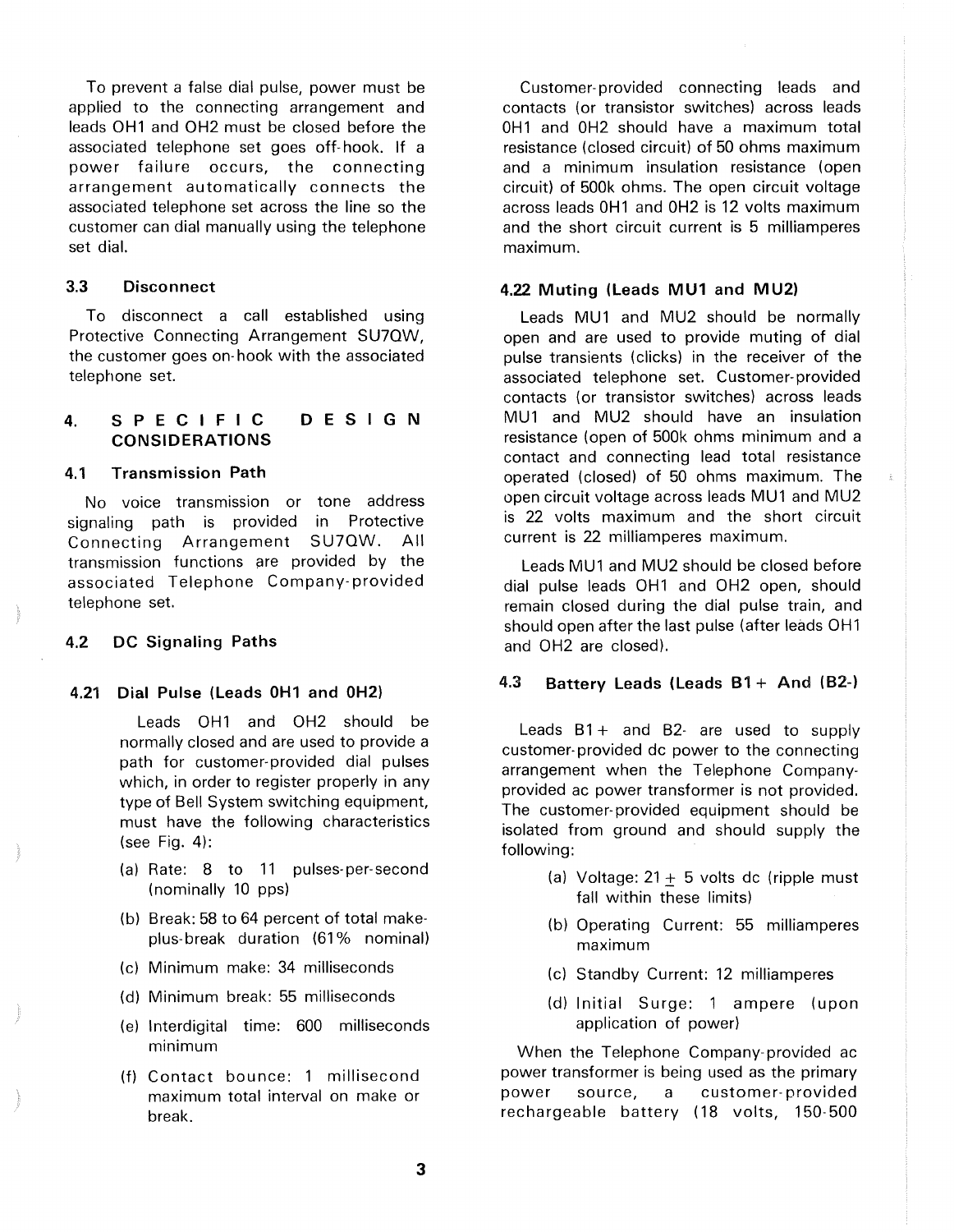To prevent a false dial pulse, power must be applied to the connecting arrangement and leads OH1 and OH2 must be closed before the associated telephone set goes off-hook. If a power failure occurs, the connecting arrangement automatically connects the associated telephone set across the line so the customer can dial manually using the telephone set dial.

### 3.3 Disconnect

To disconnect a call established using Protective Connecting Arrangement SU7QW, the customer goes on-hook with the associated telephone set.

## 4. SPECIFIC DESIGN CONSIDERATIONS

### 4.1 Transmission Path

No voice transmission or tone address signaling path is provided in Protective Connecting Arrangement SU7QW. All transmission functions are provided by the associated Telephone Company-provided telephone set.

### 4.2 DC Signaling Paths

#### 4.21 Dial Pulse (Leads 0H1 and 0H2)

Leads OH1 and OH2 should be normally closed and are used to provide a path for customer-provided dial pulses which, in order to register properly in any type of Bell System switching equipment, must have the following characteristics (see Fig. 4):

(a) Rate: 8 to 11 pulses-per-second (nominally 10 pps)

(b) Break: 58 to 64 percent of total make-plus-break duration (61% nominal)

(c) Minimum make: 34 milliseconds

(d) Minimum break: 55 milliseconds

(e) Interdigital time: 600 milliseconds minimum

(f) Contact bounce: 1 millisecond maximum total interval on make or break.

Customer-provided connecting leads and contacts (or transistor switches) across leads 0H1 and 0H2 should have a maximum total resistance (closed circuit) of 50 ohms maximum and a minimum insulation resistance (open circuit) of 500k ohms. The open circuit voltage across leads 0H1 and 0H2 is 12 volts maximum and the short circuit current is 5 milliamperes maximum.

#### 4.22 Muting (Leads MU1 and MU2)

Leads MU1 and MU2 should be normally open and are used to provide muting of dial pulse transients (clicks) in the receiver of the associated telephone set. Customer-provided contacts (or transistor switches) across leads MU1 and MU2 should have an insulation resistance (open of 500k ohms minimum and a contact and connecting lead total resistance operated (closed) of 50 ohms maximum. The open circuit voltage across leads MU1 and MU2 is 22 volts maximum and the short circuit current is 22 milliamperes maximum.

Leads MU1 and MU2 should be closed before dial pulse leads OH1 and OH2 open, should remain closed during the dial pulse train, and should open after the last pulse (after leads OH1 and OH2 are closed).

### 4.3 Battery Leads (Leads B1+ And (B2-)

Leads B1+ and B2- are used to supply customer-provided dc power to the connecting arrangement when the Telephone Company-provided ac power transformer is not provided. The customer-provided equipment should be isolated from ground and should supply the following:

(a) Voltage: 21 ± 5 volts dc (ripple must fall within these limits)

(b) Operating Current: 55 milliamperes maximum

(c) Standby Current: 12 milliamperes

(d) Initial Surge: 1 ampere (upon application of power)

When the Telephone Company-provided ac power transformer is being used as the primary power source, a customer-provided rechargeable battery (18 volts, 150-500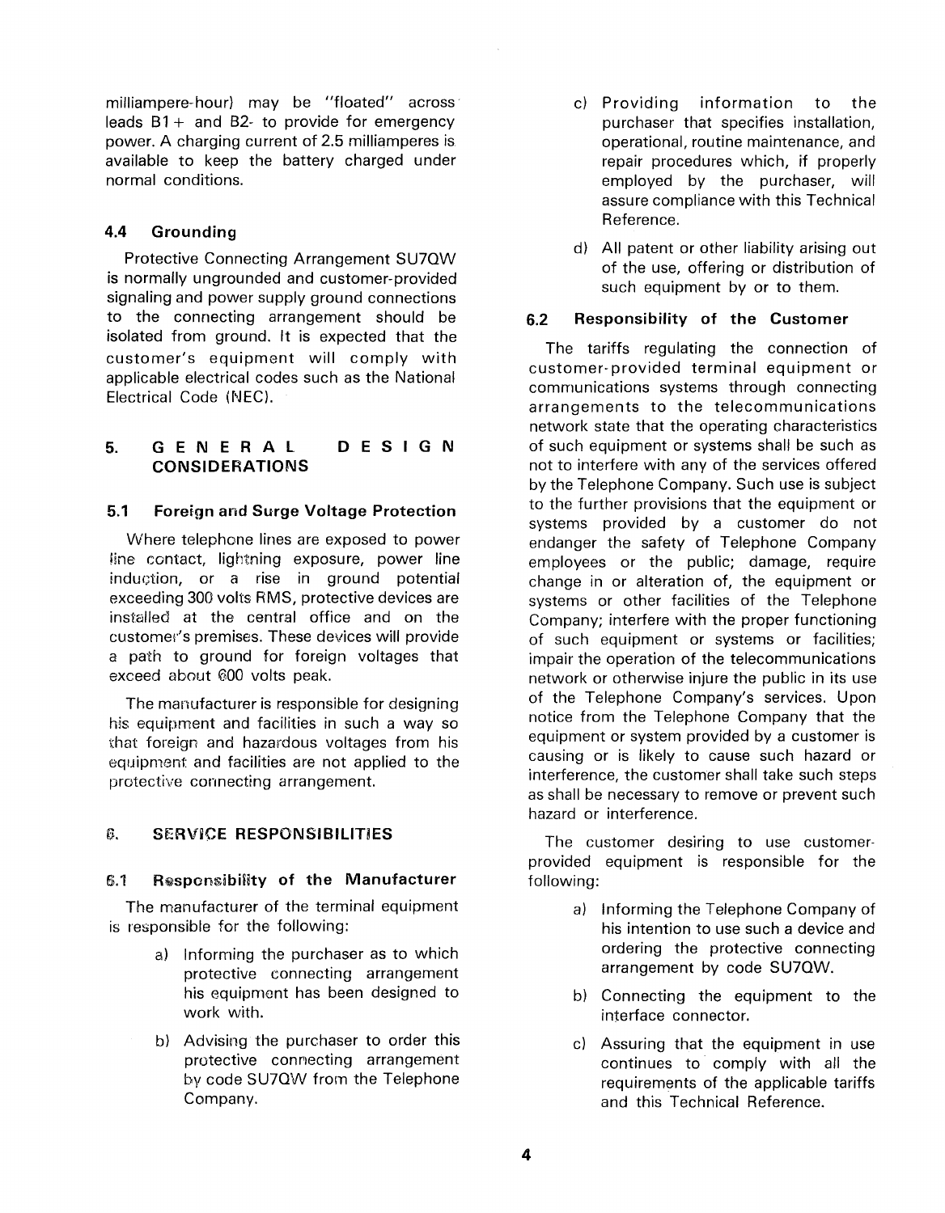milliampere-hour) may be "floated" across leads B1+ and B2- to provide for emergency power. A charging current of 2.5 milliamperes is available to keep the battery charged under normal conditions.

### 4.4 Grounding

Protective Connecting Arrangement SU7QW is normally ungrounded and customer-provided signaling and power supply ground connections to the connecting arrangement should be isolated from ground. It is expected that the customer's equipment will comply with applicable electrical codes such as the National Electrical Code (NEC).

## 5. GENERAL DESIGN CONSIDERATIONS

### 5.1 Foreign and Surge Voltage Protection

Where telephone lines are exposed to power line contact, lightning exposure, power line induction, or a rise in ground potential exceeding 300 volts RMS, protective devices are installed at the central office and on the customer's premises. These devices will provide a path to ground for foreign voltages that exceed about 600 volts peak.

The manufacturer is responsible for designing his equipment and facilities in such a way so that foreign and hazardous voltages from his equipment and facilities are not applied to the protective connecting arrangement.

## 6. SERVICE RESPONSIBILITIES

### 6.1 Responsibility of the Manufacturer

The manufacturer of the terminal equipment is responsible for the following:

a) Informing the purchaser as to which protective connecting arrangement his equipment has been designed to work with.

b) Advising the purchaser to order this protective connecting arrangement by code SU7QW from the Telephone Company.

c) Providing information to the purchaser that specifies installation, operational, routine maintenance, and repair procedures which, if properly employed by the purchaser, will assure compliance with this Technical Reference.

d) All patent or other liability arising out of the use, offering or distribution of such equipment by or to them.

### 6.2 Responsibility of the Customer

The tariffs regulating the connection of customer-provided terminal equipment or communications systems through connecting arrangements to the telecommunications network state that the operating characteristics of such equipment or systems shall be such as not to interfere with any of the services offered by the Telephone Company. Such use is subject to the further provisions that the equipment or systems provided by a customer do not endanger the safety of Telephone Company employees or the public; damage, require change in or alteration of, the equipment or systems or other facilities of the Telephone Company; interfere with the proper functioning of such equipment or systems or facilities; impair the operation of the telecommunications network or otherwise injure the public in its use of the Telephone Company's services. Upon notice from the Telephone Company that the equipment or system provided by a customer is causing or is likely to cause such hazard or interference, the customer shall take such steps as shall be necessary to remove or prevent such hazard or interference.

The customer desiring to use customer-provided equipment is responsible for the following:

a) Informing the Telephone Company of his intention to use such a device and ordering the protective connecting arrangement by code SU7QW.

b) Connecting the equipment to the interface connector.

c) Assuring that the equipment in use continues to comply with all the requirements of the applicable tariffs and this Technical Reference.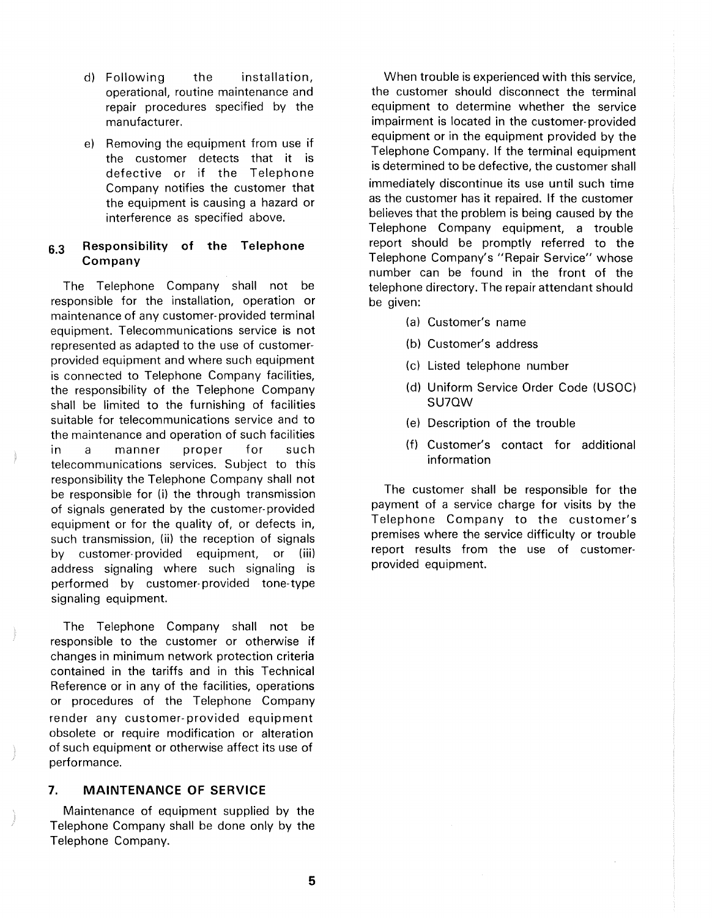d) Following the installation, operational, routine maintenance and repair procedures specified by the manufacturer.

e) Removing the equipment from use if the customer detects that it is defective or if the Telephone Company notifies the customer that the equipment is causing a hazard or interference as specified above.

### 6.3 Responsibility of the Telephone Company

The Telephone Company shall not be responsible for the installation, operation or maintenance of any customer-provided terminal equipment. Telecommunications service is not represented as adapted to the use of customer-provided equipment and where such equipment is connected to Telephone Company facilities, the responsibility of the Telephone Company shall be limited to the furnishing of facilities suitable for telecommunications service and to the maintenance and operation of such facilities in a manner proper for such telecommunications services. Subject to this responsibility the Telephone Company shall not be responsible for (i) the through transmission of signals generated by the customer-provided equipment or for the quality of, or defects in, such transmission, (ii) the reception of signals by customer-provided equipment, or (iii) address signaling where such signaling is performed by customer-provided tone-type signaling equipment.

The Telephone Company shall not be responsible to the customer or otherwise if changes in minimum network protection criteria contained in the tariffs and in this Technical Reference or in any of the facilities, operations or procedures of the Telephone Company render any customer-provided equipment obsolete or require modification or alteration of such equipment or otherwise affect its use of performance.

## 7. MAINTENANCE OF SERVICE

Maintenance of equipment supplied by the Telephone Company shall be done only by the Telephone Company.

When trouble is experienced with this service, the customer should disconnect the terminal equipment to determine whether the service impairment is located in the customer-provided equipment or in the equipment provided by the Telephone Company. If the terminal equipment is determined to be defective, the customer shall immediately discontinue its use until such time as the customer has it repaired. If the customer believes that the problem is being caused by the Telephone Company equipment, a trouble report should be promptly referred to the Telephone Company's "Repair Service" whose number can be found in the front of the telephone directory. The repair attendant should be given:

(a) Customer's name

(b) Customer's address

(c) Listed telephone number

(d) Uniform Service Order Code (USOC) SU7QW

(e) Description of the trouble

(f) Customer's contact for additional information

The customer shall be responsible for the payment of a service charge for visits by the Telephone Company to the customer's premises where the service difficulty or trouble report results from the use of customer-provided equipment.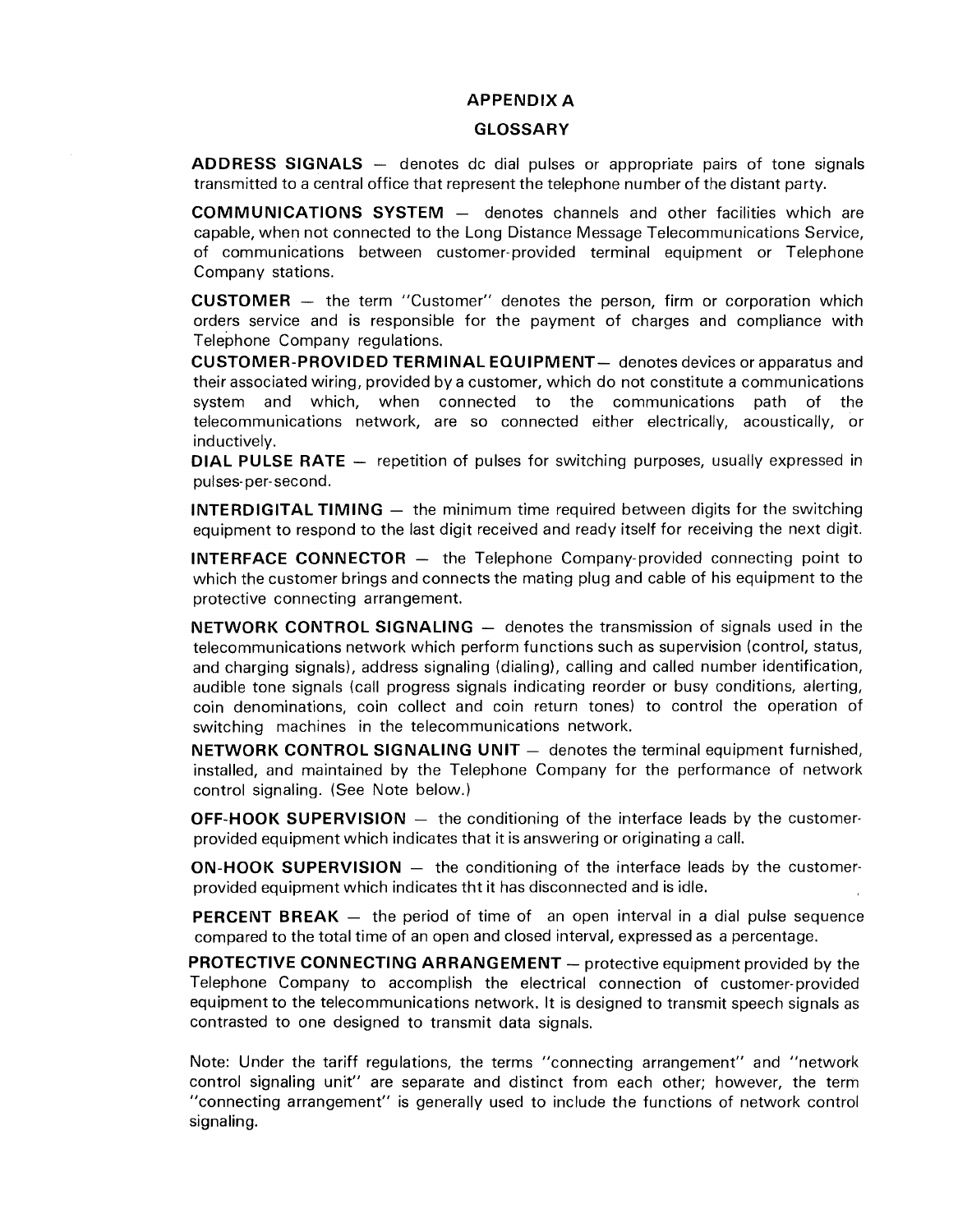# APPENDIX A

## GLOSSARY

**ADDRESS SIGNALS** — denotes dc dial pulses or appropriate pairs of tone signals transmitted to a central office that represent the telephone number of the distant party.

**COMMUNICATIONS SYSTEM** — denotes channels and other facilities which are capable, when not connected to the Long Distance Message Telecommunications Service, of communications between customer-provided terminal equipment or Telephone Company stations.

**CUSTOMER** — the term "Customer" denotes the person, firm or corporation which orders service and is responsible for the payment of charges and compliance with Telephone Company regulations.

**CUSTOMER-PROVIDED TERMINAL EQUIPMENT**— denotes devices or apparatus and their associated wiring, provided by a customer, which do not constitute a communications system and which, when connected to the communications path of the telecommunications network, are so connected either electrically, acoustically, or inductively.

**DIAL PULSE RATE** — repetition of pulses for switching purposes, usually expressed in pulses-per-second.

**INTERDIGITAL TIMING** — the minimum time required between digits for the switching equipment to respond to the last digit received and ready itself for receiving the next digit.

**INTERFACE CONNECTOR** — the Telephone Company-provided connecting point to which the customer brings and connects the mating plug and cable of his equipment to the protective connecting arrangement.

**NETWORK CONTROL SIGNALING** — denotes the transmission of signals used in the telecommunications network which perform functions such as supervision (control, status, and charging signals), address signaling (dialing), calling and called number identification, audible tone signals (call progress signals indicating reorder or busy conditions, alerting, coin denominations, coin collect and coin return tones) to control the operation of switching machines in the telecommunications network.

**NETWORK CONTROL SIGNALING UNIT** — denotes the terminal equipment furnished, installed, and maintained by the Telephone Company for the performance of network control signaling. (See Note below.)

**OFF-HOOK SUPERVISION** — the conditioning of the interface leads by the customer-provided equipment which indicates that it is answering or originating a call.

**ON-HOOK SUPERVISION** — the conditioning of the interface leads by the customer-provided equipment which indicates tht it has disconnected and is idle.

**PERCENT BREAK** — the period of time of an open interval in a dial pulse sequence compared to the total time of an open and closed interval, expressed as a percentage.

**PROTECTIVE CONNECTING ARRANGEMENT** — protective equipment provided by the Telephone Company to accomplish the electrical connection of customer-provided equipment to the telecommunications network. It is designed to transmit speech signals as contrasted to one designed to transmit data signals.

Note: Under the tariff regulations, the terms "connecting arrangement" and "network control signaling unit" are separate and distinct from each other; however, the term "connecting arrangement" is generally used to include the functions of network control signaling.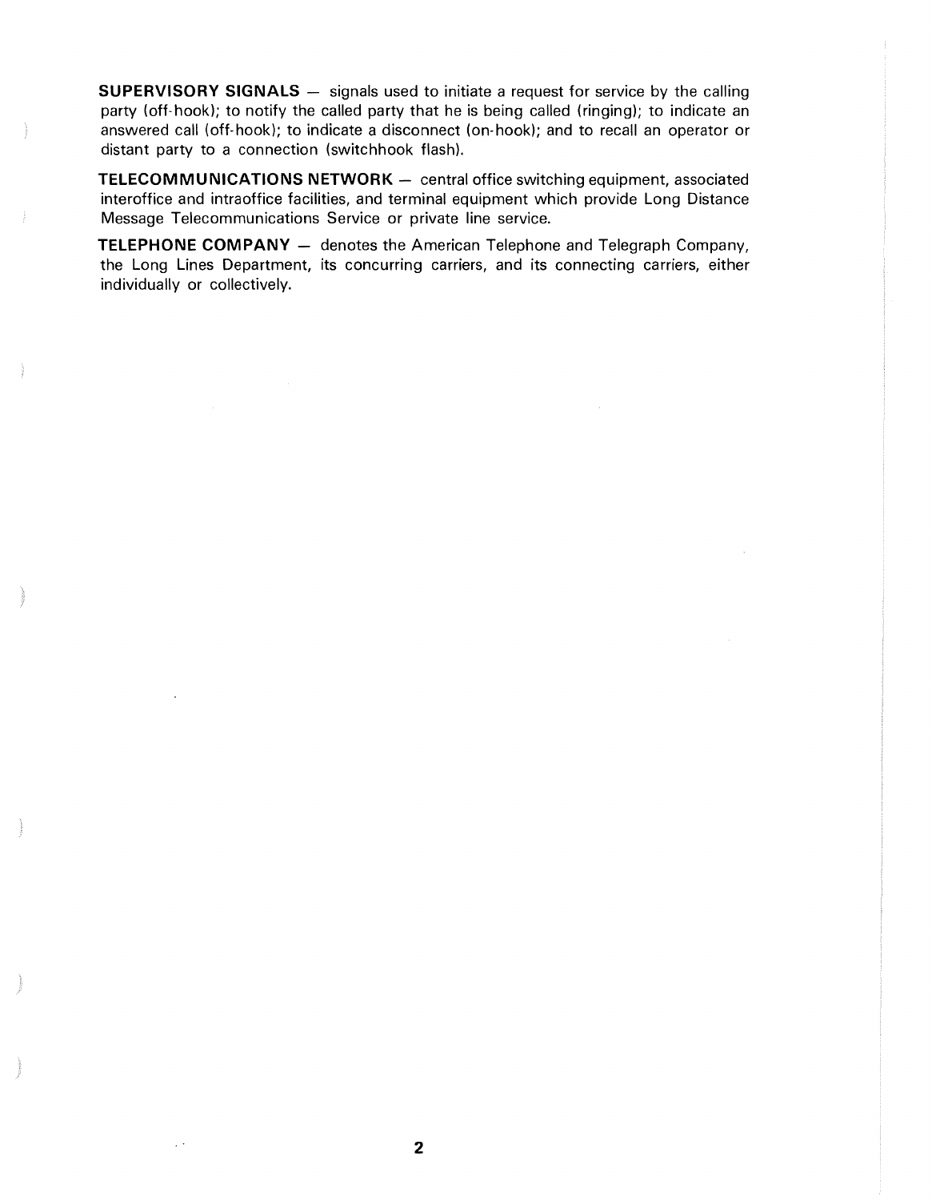**SUPERVISORY SIGNALS** — signals used to initiate a request for service by the calling party (off-hook); to notify the called party that he is being called (ringing); to indicate an answered call (off-hook); to indicate a disconnect (on-hook); and to recall an operator or distant party to a connection (switchhook flash).

**TELECOMMUNICATIONS NETWORK** — central office switching equipment, associated interoffice and intraoffice facilities, and terminal equipment which provide Long Distance Message Telecommunications Service or private line service.

**TELEPHONE COMPANY** — denotes the American Telephone and Telegraph Company, the Long Lines Department, its concurring carriers, and its connecting carriers, either individually or collectively.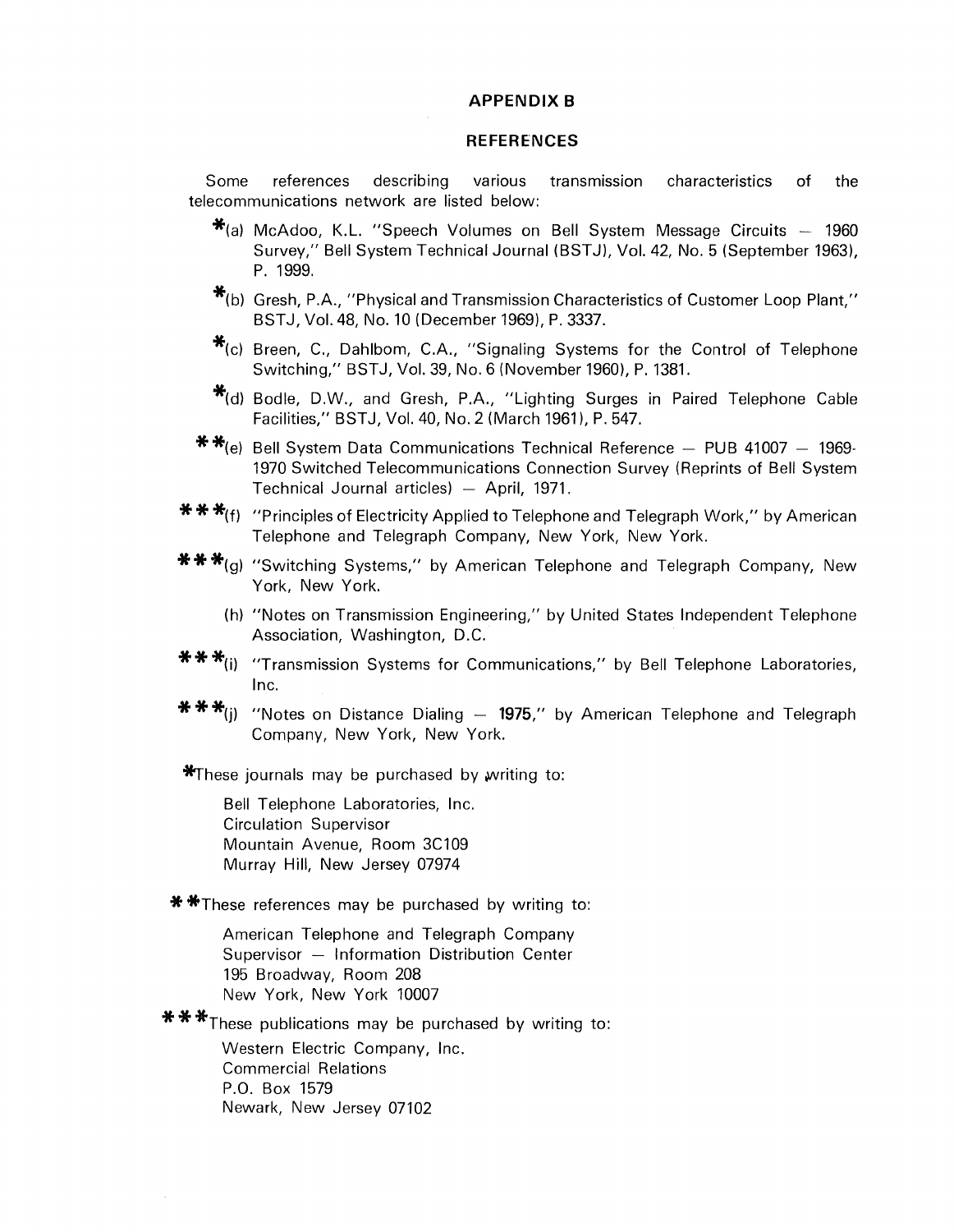## APPENDIX B

## REFERENCES

Some references describing various transmission characteristics of the telecommunications network are listed below:

*(a) McAdoo, K.L. "Speech Volumes on Bell System Message Circuits — 1960 Survey," Bell System Technical Journal (BSTJ), Vol. 42, No. 5 (September 1963), P. 1999.

*(b) Gresh, P.A., "Physical and Transmission Characteristics of Customer Loop Plant," BSTJ, Vol. 48, No. 10 (December 1969), P. 3337.

*(c) Breen, C., Dahlbom, C.A., "Signaling Systems for the Control of Telephone Switching," BSTJ, Vol. 39, No. 6 (November 1960), P. 1381.

*(d) Bodle, D.W., and Gresh, P.A., "Lighting Surges in Paired Telephone Cable Facilities," BSTJ, Vol. 40, No. 2 (March 1961), P. 547.

**(e) Bell System Data Communications Technical Reference — PUB 41007 — 1969-1970 Switched Telecommunications Connection Survey (Reprints of Bell System Technical Journal articles) — April, 1971.

***(f) "Principles of Electricity Applied to Telephone and Telegraph Work," by American Telephone and Telegraph Company, New York, New York.

***(g) "Switching Systems," by American Telephone and Telegraph Company, New York, New York.

(h) "Notes on Transmission Engineering," by United States Independent Telephone Association, Washington, D.C.

***(i) "Transmission Systems for Communications," by Bell Telephone Laboratories, Inc.

***(j) "Notes on Distance Dialing — **1975**," by American Telephone and Telegraph Company, New York, New York.

*These journals may be purchased by writing to:

Bell Telephone Laboratories, Inc.
Circulation Supervisor
Mountain Avenue, Room 3C109
Murray Hill, New Jersey 07974

**These references may be purchased by writing to:

American Telephone and Telegraph Company
Supervisor — Information Distribution Center
195 Broadway, Room 208
New York, New York 10007

***These publications may be purchased by writing to:

Western Electric Company, Inc.
Commercial Relations
P.O. Box 1579
Newark, New Jersey 07102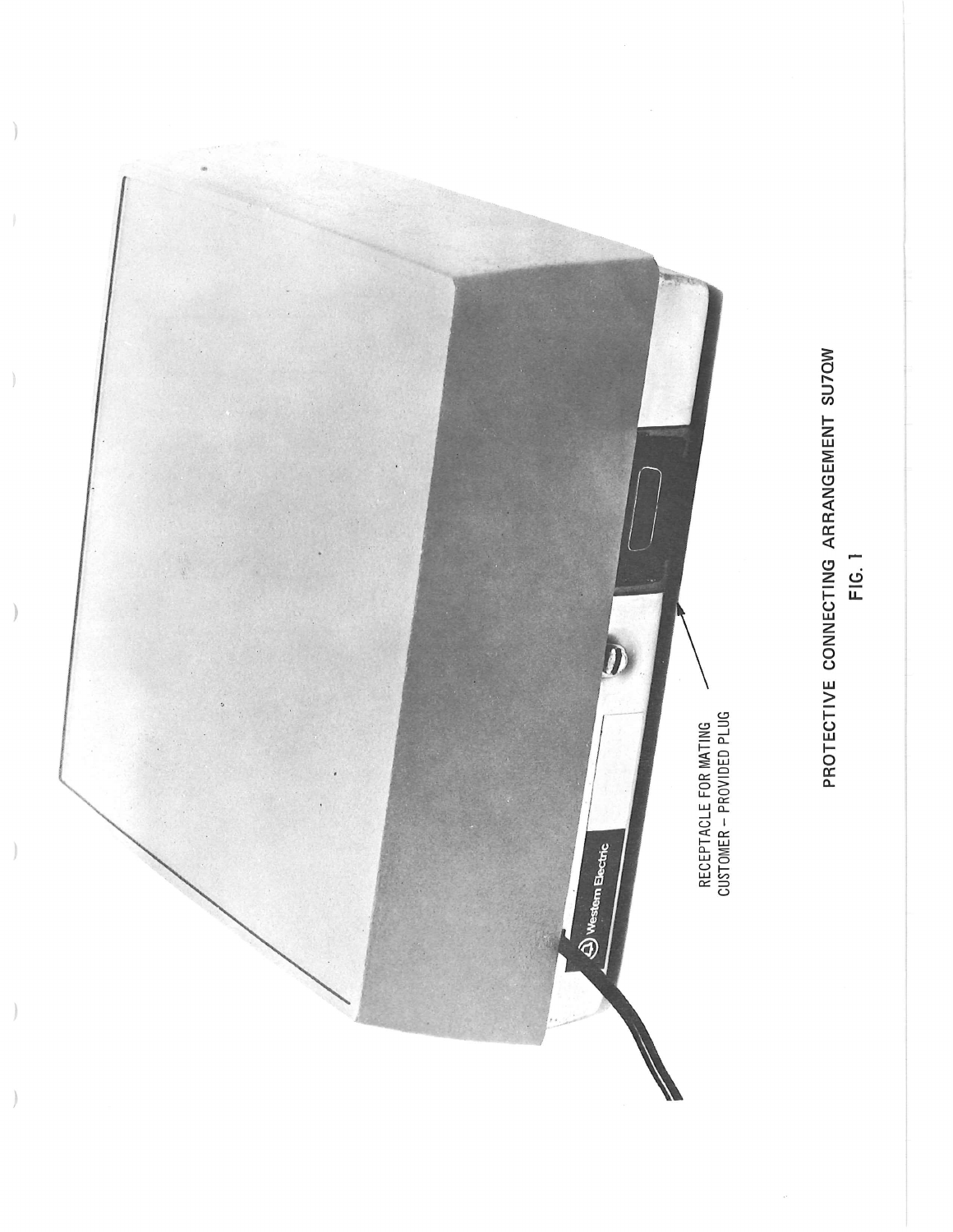RECEPTACLE FOR MATING CUSTOMER - PROVIDED PLUG

PROTECTIVE CONNECTING ARRANGEMENT SU7QW

FIG. 1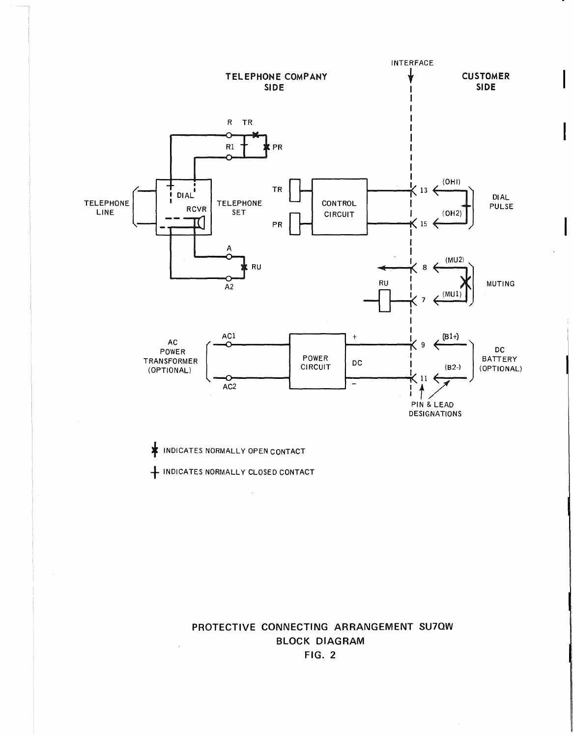INTERFACE

TELEPHONE COMPANY SIDE

CUSTOMER SIDE

R TR

R1 PR

TELEPHONE LINE

DIAL

RCVR

TELEPHONE SET

TR

PR

CONTROL CIRCUIT

13 (OH1)

15 (OH2)

DIAL PULSE

A

RU

A2

8 (MU2)

RU

7 (MU1)

MUTING

AC POWER TRANSFORMER (OPTIONAL)

AC1

AC2

POWER CIRCUIT

+

DC

−

9 (B1+)

11 (B2-)

DC BATTERY (OPTIONAL)

PIN & LEAD DESIGNATIONS

INDICATES NORMALLY OPEN CONTACT

INDICATES NORMALLY CLOSED CONTACT

PROTECTIVE CONNECTING ARRANGEMENT SU7QW

BLOCK DIAGRAM

FIG. 2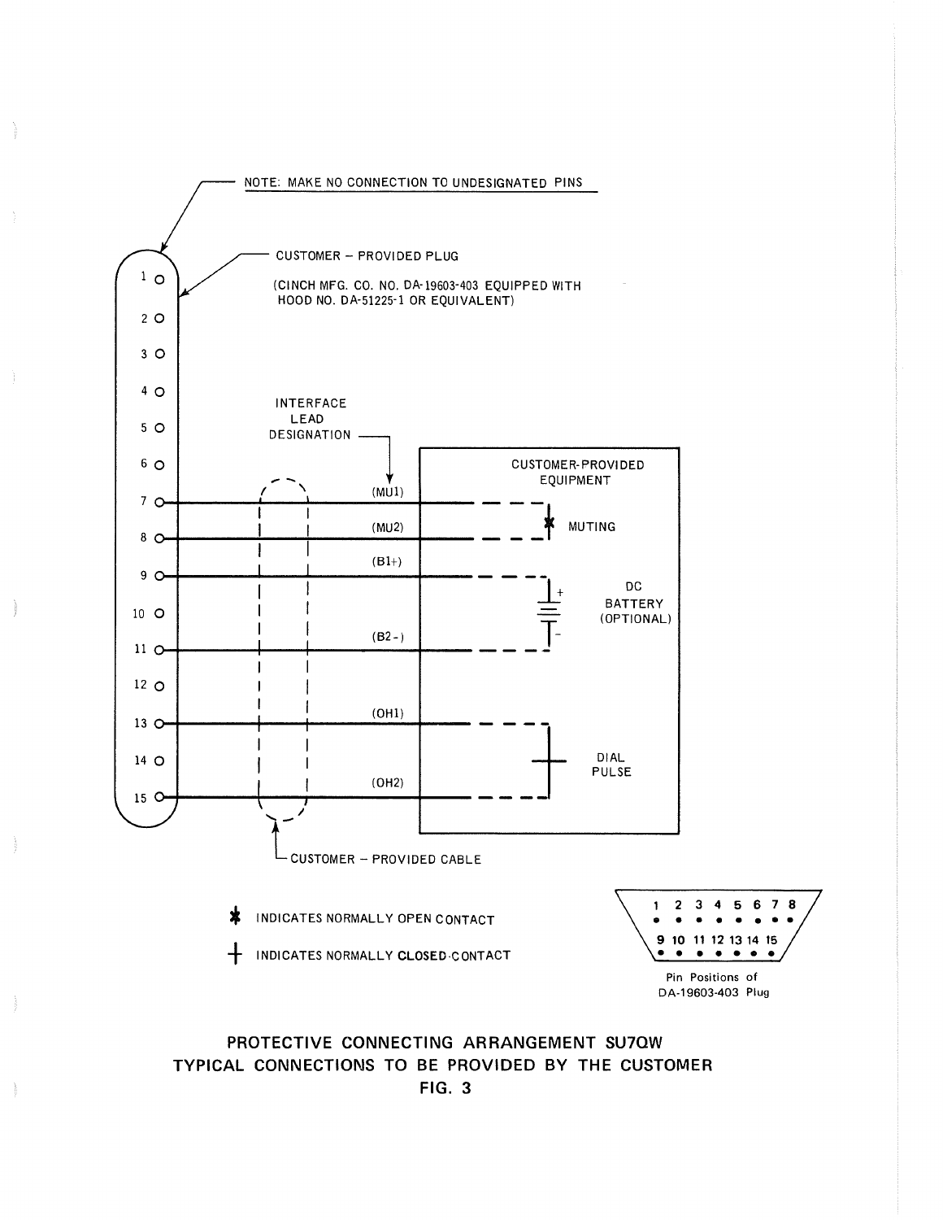NOTE: MAKE NO CONNECTION TO UNDESIGNATED PINS

CUSTOMER – PROVIDED PLUG

(CINCH MFG. CO. NO. DA-19603-403 EQUIPPED WITH HOOD NO. DA-51225-1 OR EQUIVALENT)

INTERFACE LEAD DESIGNATION

CUSTOMER-PROVIDED EQUIPMENT

| Pin | Interface Lead Designation | Customer-Provided Equipment |
| --- | --- | --- |
| 7 | (MU1) | MUTING |
| 8 | (MU2) | MUTING |
| 9 | (B1+) | DC BATTERY (OPTIONAL) + |
| 11 | (B2-) | DC BATTERY (OPTIONAL) - |
| 13 | (OH1) | DIAL PULSE |
| 15 | (OH2) | DIAL PULSE |

CUSTOMER – PROVIDED CABLE

✱ INDICATES NORMALLY OPEN CONTACT

┼ INDICATES NORMALLY CLOSED CONTACT

Pin Positions of DA-19603-403 Plug

| 1 | 2 | 3 | 4 | 5 | 6 | 7 | 8 |
| --- | --- | --- | --- | --- | --- | --- | --- |
| 9 | 10 | 11 | 12 | 13 | 14 | 15 | |

PROTECTIVE CONNECTING ARRANGEMENT SU7QW
TYPICAL CONNECTIONS TO BE PROVIDED BY THE CUSTOMER
FIG. 3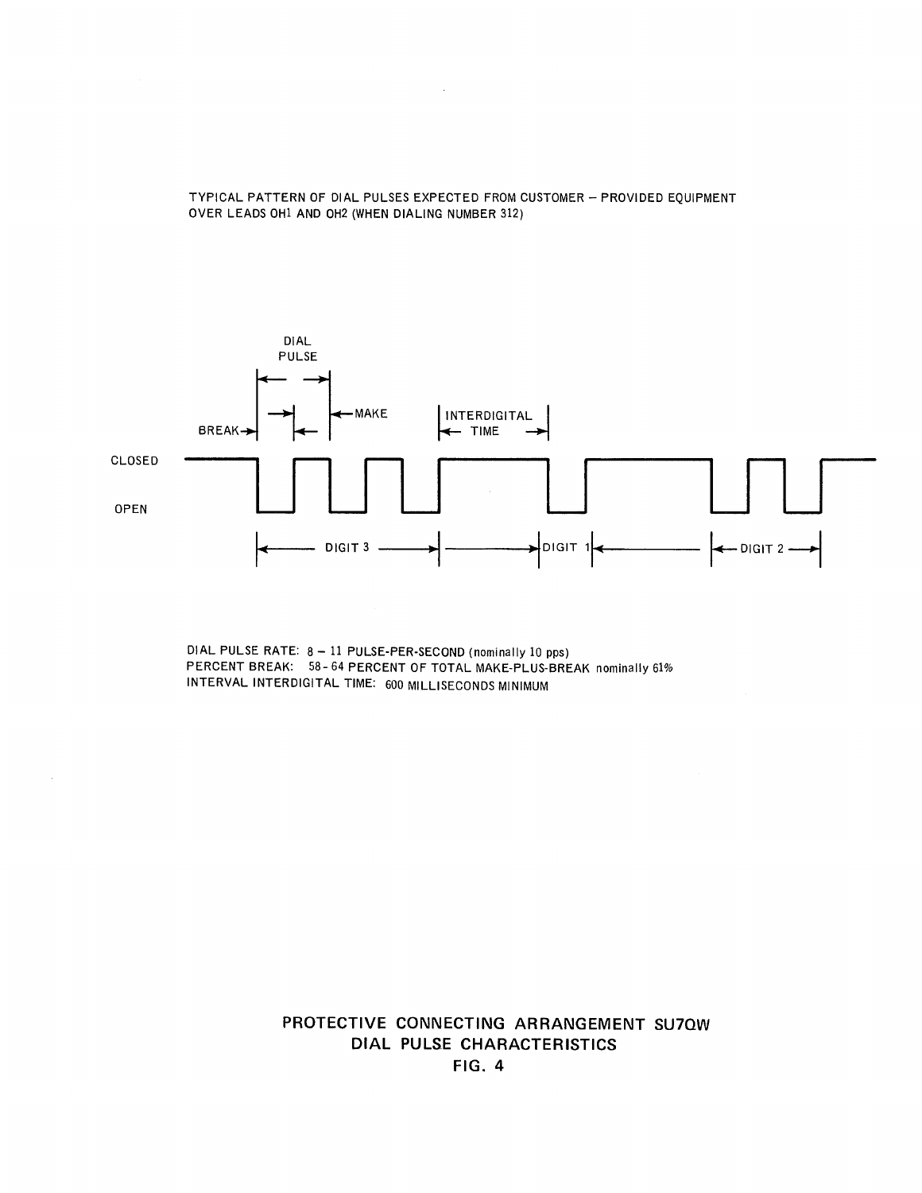TYPICAL PATTERN OF DIAL PULSES EXPECTED FROM CUSTOMER – PROVIDED EQUIPMENT OVER LEADS OH1 AND OH2 (WHEN DIALING NUMBER 312)

DIAL PULSE

BREAK

MAKE

INTERDIGITAL TIME

CLOSED

OPEN

DIGIT 3

DIGIT 1

DIGIT 2

DIAL PULSE RATE: 8 – 11 PULSE-PER-SECOND (nominally 10 pps)
PERCENT BREAK: 58 - 64 PERCENT OF TOTAL MAKE-PLUS-BREAK nominally 61%
INTERVAL INTERDIGITAL TIME: 600 MILLISECONDS MINIMUM

PROTECTIVE CONNECTING ARRANGEMENT SU7QW
DIAL PULSE CHARACTERISTICS
FIG. 4